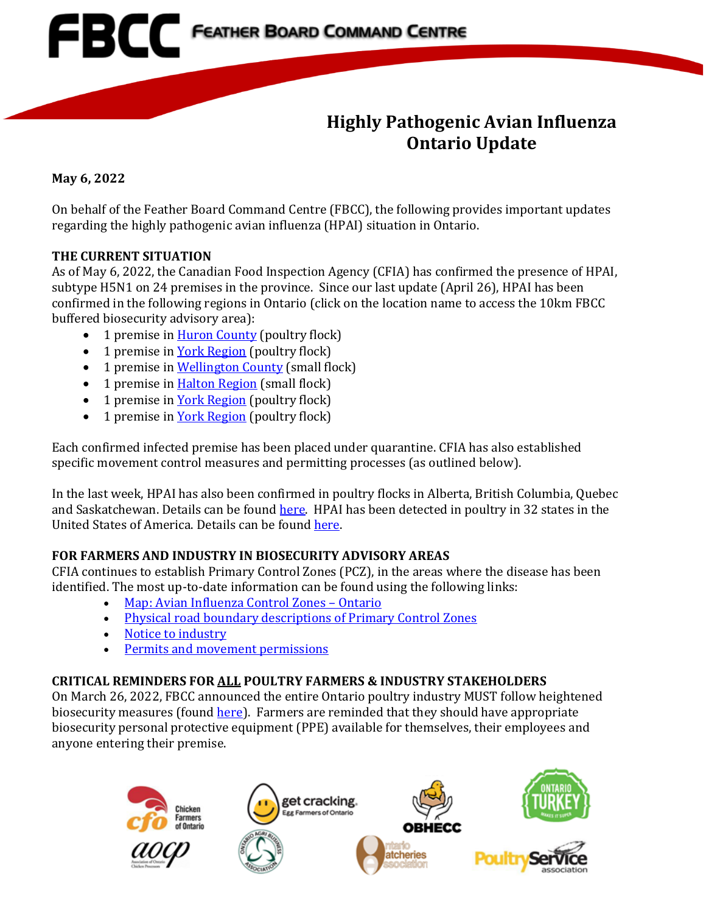FBCC FEATHER BOARD COMMAND CENTRE

# Highly Pathogenic Avian Influenza Ontario Update

**May 6, 2022**

On behalf of the Feather Board Command Centre (FBCC), the following provides important updates regarding the highly pathogenic avian influenza (HPAI) situation in Ontario.

**THE CURRENT SITUATION**

As of May 6, 2022, the Canadian Food Inspection Agency (CFIA) has confirmed the presence of HPAI, subtype H5N1 on 24 premises in the province. Since our last update (April 26), HPAI has been confirmed in the following regions in Ontario (click on the location name to access the 10km FBCC buffered biosecurity advisory area):

- 1 premise in Huron County (poultry flock)
- 1 premise in York Region (poultry flock)
- 1 premise in Wellington County (small flock)
- 1 premise in Halton Region (small flock)
- 1 premise in York Region (poultry flock)
- 1 premise in York Region (poultry flock)

Each confirmed infected premise has been placed under quarantine. CFIA has also established specific movement control measures and permitting processes (as outlined below).

In the last week, HPAI has also been confirmed in poultry flocks in Alberta, British Columbia, Quebec and Saskatchewan. Details can be found here. HPAI has been detected in poultry in 32 states in the United States of America. Details can be found here.

**FOR FARMERS AND INDUSTRY IN BIOSECURITY ADVISORY AREAS**

CFIA continues to establish Primary Control Zones (PCZ), in the areas where the disease has been identified. The most up-to-date information can be found using the following links:

- Map: Avian Influenza Control Zones – Ontario
- Physical road boundary descriptions of Primary Control Zones
- Notice to industry
- Permits and movement permissions

**CRITICAL REMINDERS FOR ALL POULTRY FARMERS & INDUSTRY STAKEHOLDERS**

On March 26, 2022, FBCC announced the entire Ontario poultry industry MUST follow heightened biosecurity measures (found here). Farmers are reminded that they should have appropriate biosecurity personal protective equipment (PPE) available for themselves, their employees and anyone entering their premise.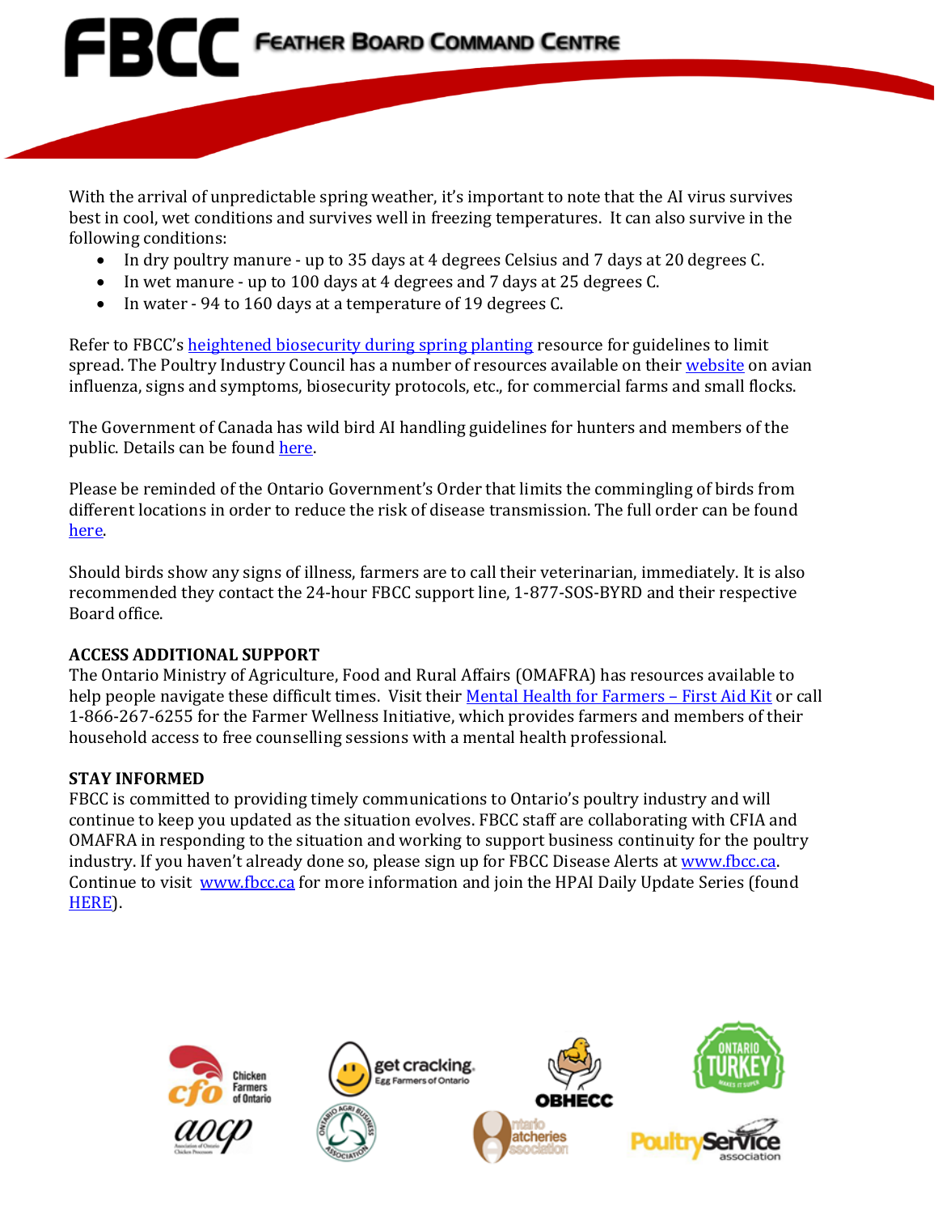With the arrival of unpredictable spring weather, it's important to note that the AI virus survives best in cool, wet conditions and survives well in freezing temperatures. It can also survive in the following conditions:

- In dry poultry manure - up to 35 days at 4 degrees Celsius and 7 days at 20 degrees C.
- In wet manure - up to 100 days at 4 degrees and 7 days at 25 degrees C.
- In water - 94 to 160 days at a temperature of 19 degrees C.

Refer to FBCC's heightened biosecurity during spring planting resource for guidelines to limit spread. The Poultry Industry Council has a number of resources available on their website on avian influenza, signs and symptoms, biosecurity protocols, etc., for commercial farms and small flocks.

The Government of Canada has wild bird AI handling guidelines for hunters and members of the public. Details can be found here.

Please be reminded of the Ontario Government's Order that limits the commingling of birds from different locations in order to reduce the risk of disease transmission. The full order can be found here.

Should birds show any signs of illness, farmers are to call their veterinarian, immediately. It is also recommended they contact the 24-hour FBCC support line, 1-877-SOS-BYRD and their respective Board office.

**ACCESS ADDITIONAL SUPPORT**

The Ontario Ministry of Agriculture, Food and Rural Affairs (OMAFRA) has resources available to help people navigate these difficult times. Visit their Mental Health for Farmers – First Aid Kit or call 1-866-267-6255 for the Farmer Wellness Initiative, which provides farmers and members of their household access to free counselling sessions with a mental health professional.

**STAY INFORMED**

FBCC is committed to providing timely communications to Ontario's poultry industry and will continue to keep you updated as the situation evolves. FBCC staff are collaborating with CFIA and OMAFRA in responding to the situation and working to support business continuity for the poultry industry. If you haven't already done so, please sign up for FBCC Disease Alerts at www.fbcc.ca. Continue to visit www.fbcc.ca for more information and join the HPAI Daily Update Series (found HERE).